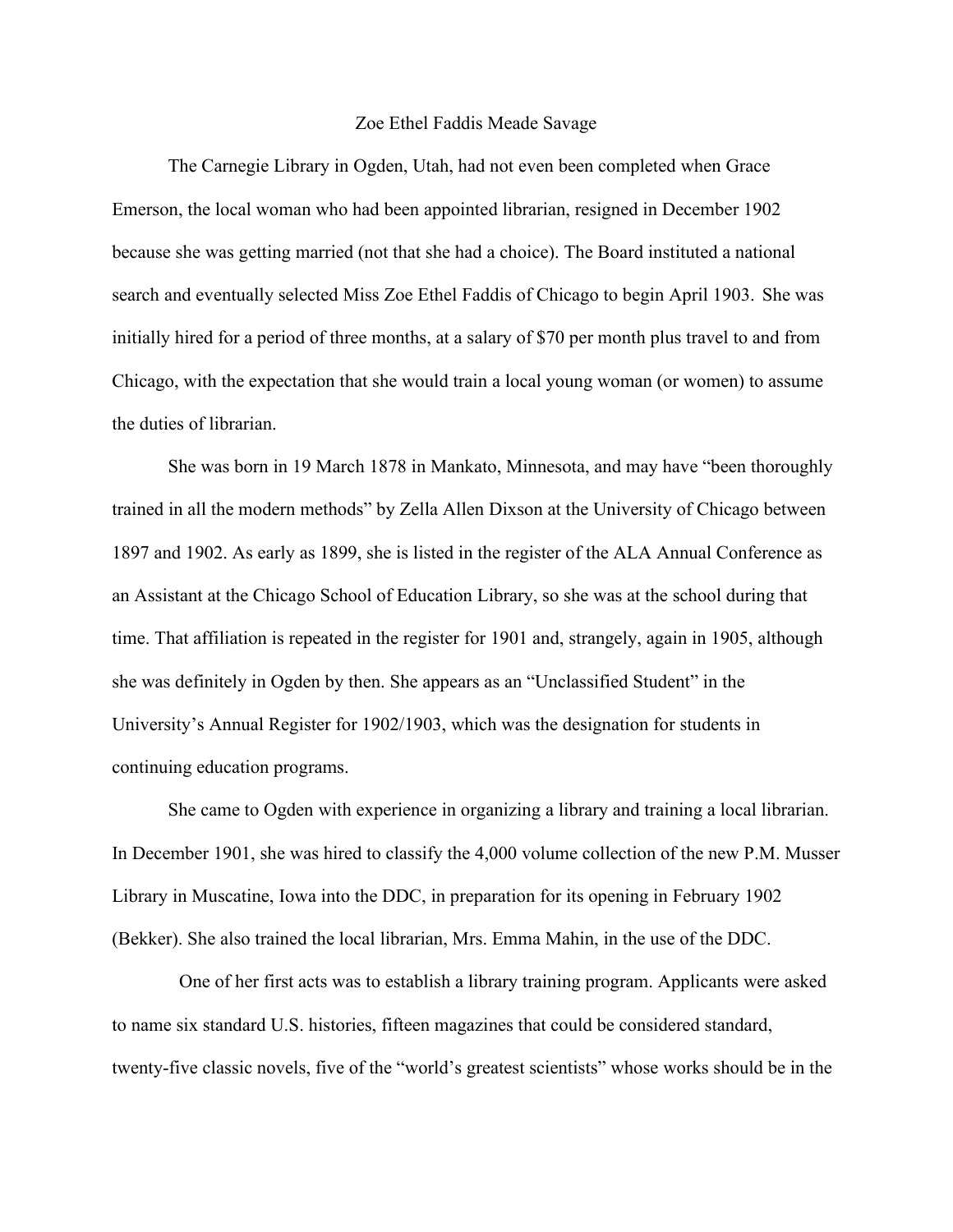# Zoe Ethel Faddis Meade Savage

The Carnegie Library in Ogden, Utah, had not even been completed when Grace Emerson, the local woman who had been appointed librarian, resigned in December 1902 because she was getting married (not that she had a choice). The Board instituted a national search and eventually selected Miss Zoe Ethel Faddis of Chicago to begin April 1903. She was initially hired for a period of three months, at a salary of $70 per month plus travel to and from Chicago, with the expectation that she would train a local young woman (or women) to assume the duties of librarian.

She was born in 19 March 1878 in Mankato, Minnesota, and may have "been thoroughly trained in all the modern methods" by Zella Allen Dixson at the University of Chicago between 1897 and 1902. As early as 1899, she is listed in the register of the ALA Annual Conference as an Assistant at the Chicago School of Education Library, so she was at the school during that time. That affiliation is repeated in the register for 1901 and, strangely, again in 1905, although she was definitely in Ogden by then. She appears as an "Unclassified Student" in the University's Annual Register for 1902/1903, which was the designation for students in continuing education programs.

She came to Ogden with experience in organizing a library and training a local librarian. In December 1901, she was hired to classify the 4,000 volume collection of the new P.M. Musser Library in Muscatine, Iowa into the DDC, in preparation for its opening in February 1902 (Bekker). She also trained the local librarian, Mrs. Emma Mahin, in the use of the DDC.

One of her first acts was to establish a library training program. Applicants were asked to name six standard U.S. histories, fifteen magazines that could be considered standard, twenty-five classic novels, five of the "world's greatest scientists" whose works should be in the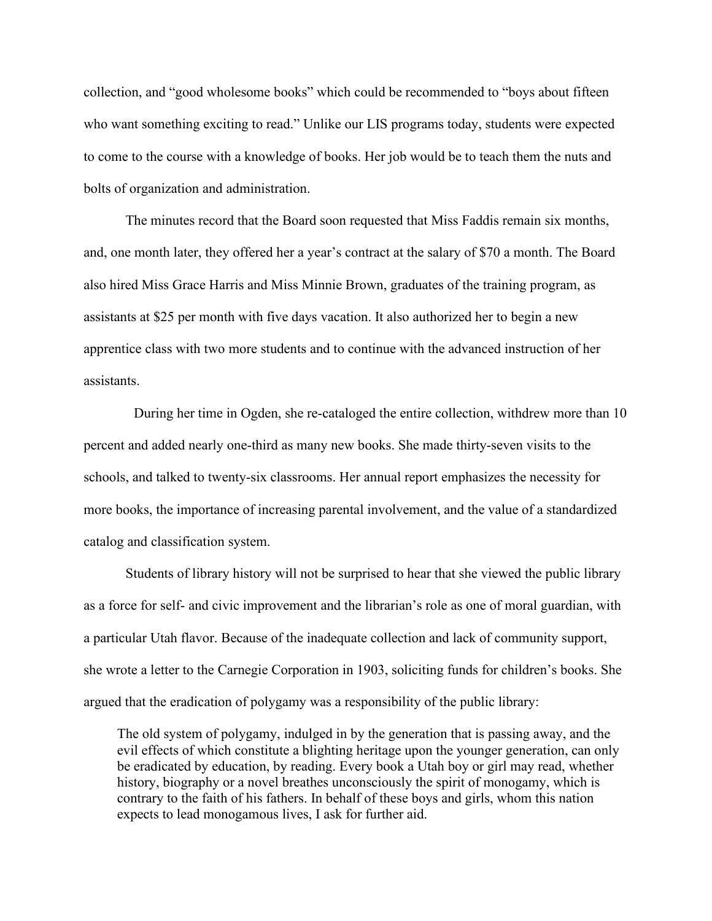collection, and "good wholesome books" which could be recommended to "boys about fifteen who want something exciting to read." Unlike our LIS programs today, students were expected to come to the course with a knowledge of books. Her job would be to teach them the nuts and bolts of organization and administration.

The minutes record that the Board soon requested that Miss Faddis remain six months, and, one month later, they offered her a year's contract at the salary of $70 a month. The Board also hired Miss Grace Harris and Miss Minnie Brown, graduates of the training program, as assistants at $25 per month with five days vacation. It also authorized her to begin a new apprentice class with two more students and to continue with the advanced instruction of her assistants.

During her time in Ogden, she re-cataloged the entire collection, withdrew more than 10 percent and added nearly one-third as many new books. She made thirty-seven visits to the schools, and talked to twenty-six classrooms. Her annual report emphasizes the necessity for more books, the importance of increasing parental involvement, and the value of a standardized catalog and classification system.

Students of library history will not be surprised to hear that she viewed the public library as a force for self- and civic improvement and the librarian's role as one of moral guardian, with a particular Utah flavor. Because of the inadequate collection and lack of community support, she wrote a letter to the Carnegie Corporation in 1903, soliciting funds for children's books. She argued that the eradication of polygamy was a responsibility of the public library:

> The old system of polygamy, indulged in by the generation that is passing away, and the evil effects of which constitute a blighting heritage upon the younger generation, can only be eradicated by education, by reading. Every book a Utah boy or girl may read, whether history, biography or a novel breathes unconsciously the spirit of monogamy, which is contrary to the faith of his fathers. In behalf of these boys and girls, whom this nation expects to lead monogamous lives, I ask for further aid.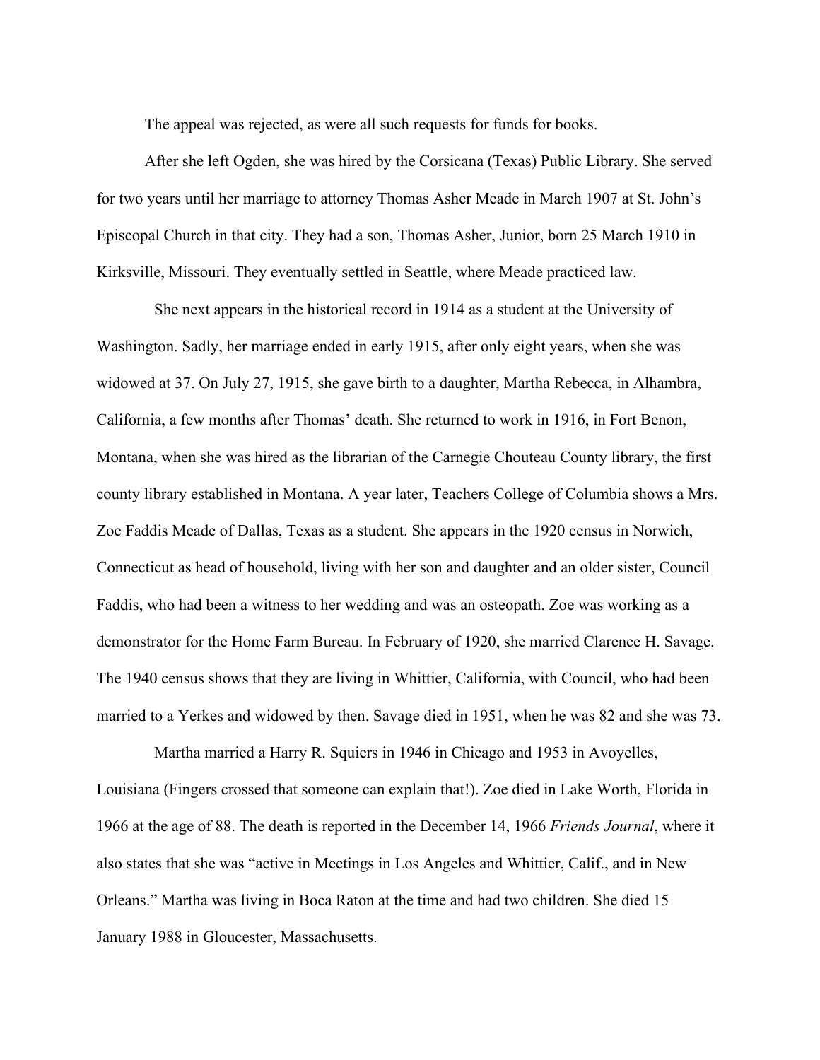The appeal was rejected, as were all such requests for funds for books.

After she left Ogden, she was hired by the Corsicana (Texas) Public Library. She served for two years until her marriage to attorney Thomas Asher Meade in March 1907 at St. John's Episcopal Church in that city. They had a son, Thomas Asher, Junior, born 25 March 1910 in Kirksville, Missouri. They eventually settled in Seattle, where Meade practiced law.

She next appears in the historical record in 1914 as a student at the University of Washington. Sadly, her marriage ended in early 1915, after only eight years, when she was widowed at 37. On July 27, 1915, she gave birth to a daughter, Martha Rebecca, in Alhambra, California, a few months after Thomas' death. She returned to work in 1916, in Fort Benon, Montana, when she was hired as the librarian of the Carnegie Chouteau County library, the first county library established in Montana. A year later, Teachers College of Columbia shows a Mrs. Zoe Faddis Meade of Dallas, Texas as a student. She appears in the 1920 census in Norwich, Connecticut as head of household, living with her son and daughter and an older sister, Council Faddis, who had been a witness to her wedding and was an osteopath. Zoe was working as a demonstrator for the Home Farm Bureau. In February of 1920, she married Clarence H. Savage. The 1940 census shows that they are living in Whittier, California, with Council, who had been married to a Yerkes and widowed by then. Savage died in 1951, when he was 82 and she was 73.

Martha married a Harry R. Squiers in 1946 in Chicago and 1953 in Avoyelles, Louisiana (Fingers crossed that someone can explain that!). Zoe died in Lake Worth, Florida in 1966 at the age of 88. The death is reported in the December 14, 1966 *Friends Journal*, where it also states that she was "active in Meetings in Los Angeles and Whittier, Calif., and in New Orleans." Martha was living in Boca Raton at the time and had two children. She died 15 January 1988 in Gloucester, Massachusetts.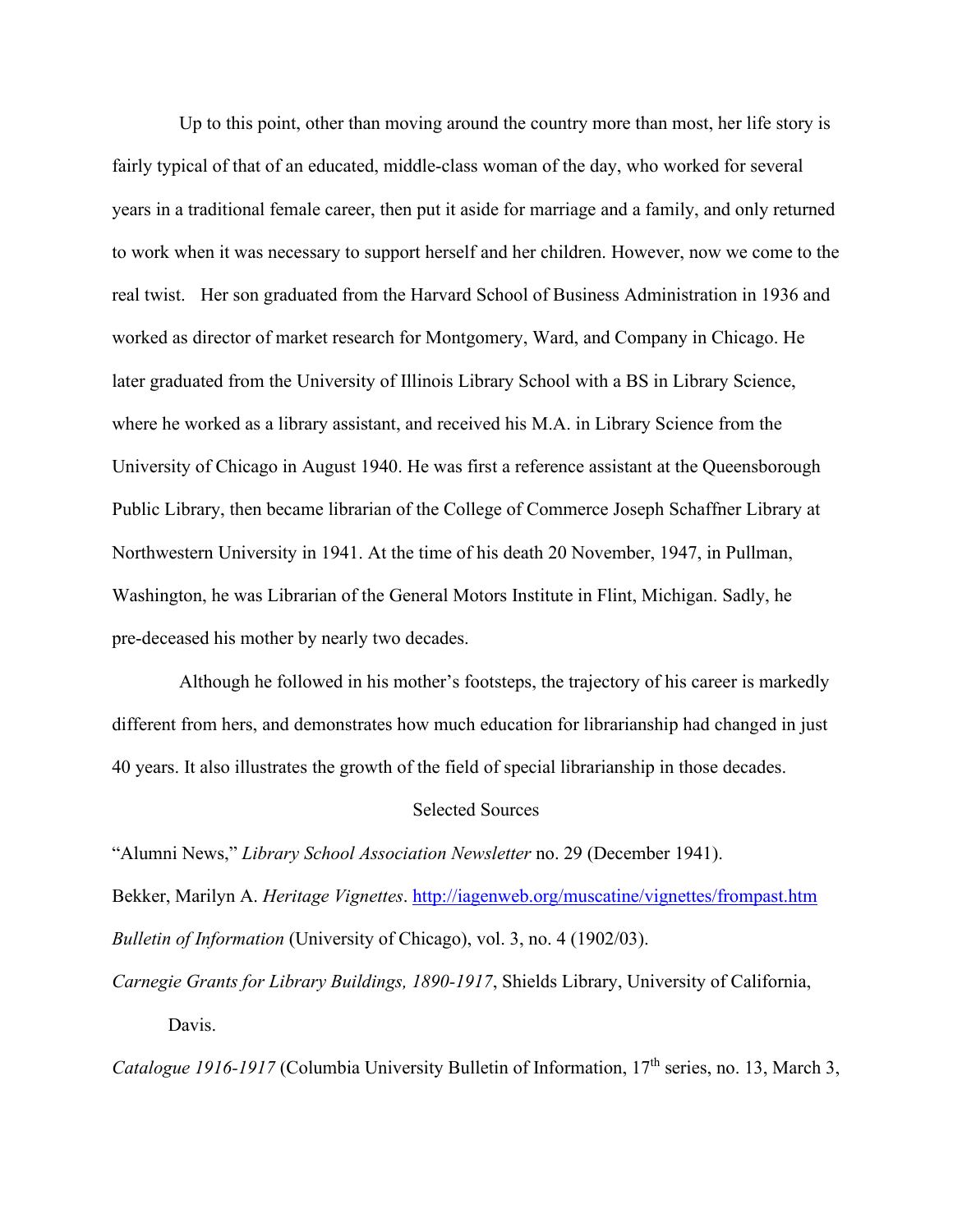Up to this point, other than moving around the country more than most, her life story is fairly typical of that of an educated, middle-class woman of the day, who worked for several years in a traditional female career, then put it aside for marriage and a family, and only returned to work when it was necessary to support herself and her children. However, now we come to the real twist. Her son graduated from the Harvard School of Business Administration in 1936 and worked as director of market research for Montgomery, Ward, and Company in Chicago. He later graduated from the University of Illinois Library School with a BS in Library Science, where he worked as a library assistant, and received his M.A. in Library Science from the University of Chicago in August 1940. He was first a reference assistant at the Queensborough Public Library, then became librarian of the College of Commerce Joseph Schaffner Library at Northwestern University in 1941. At the time of his death 20 November, 1947, in Pullman, Washington, he was Librarian of the General Motors Institute in Flint, Michigan. Sadly, he pre-deceased his mother by nearly two decades.

Although he followed in his mother's footsteps, the trajectory of his career is markedly different from hers, and demonstrates how much education for librarianship had changed in just 40 years. It also illustrates the growth of the field of special librarianship in those decades.

## Selected Sources

"Alumni News," *Library School Association Newsletter* no. 29 (December 1941).

Bekker, Marilyn A. *Heritage Vignettes*. http://iagenweb.org/muscatine/vignettes/frompast.htm

*Bulletin of Information* (University of Chicago), vol. 3, no. 4 (1902/03).

*Carnegie Grants for Library Buildings, 1890-1917*, Shields Library, University of California, Davis.

*Catalogue 1916-1917* (Columbia University Bulletin of Information, 17th series, no. 13, March 3,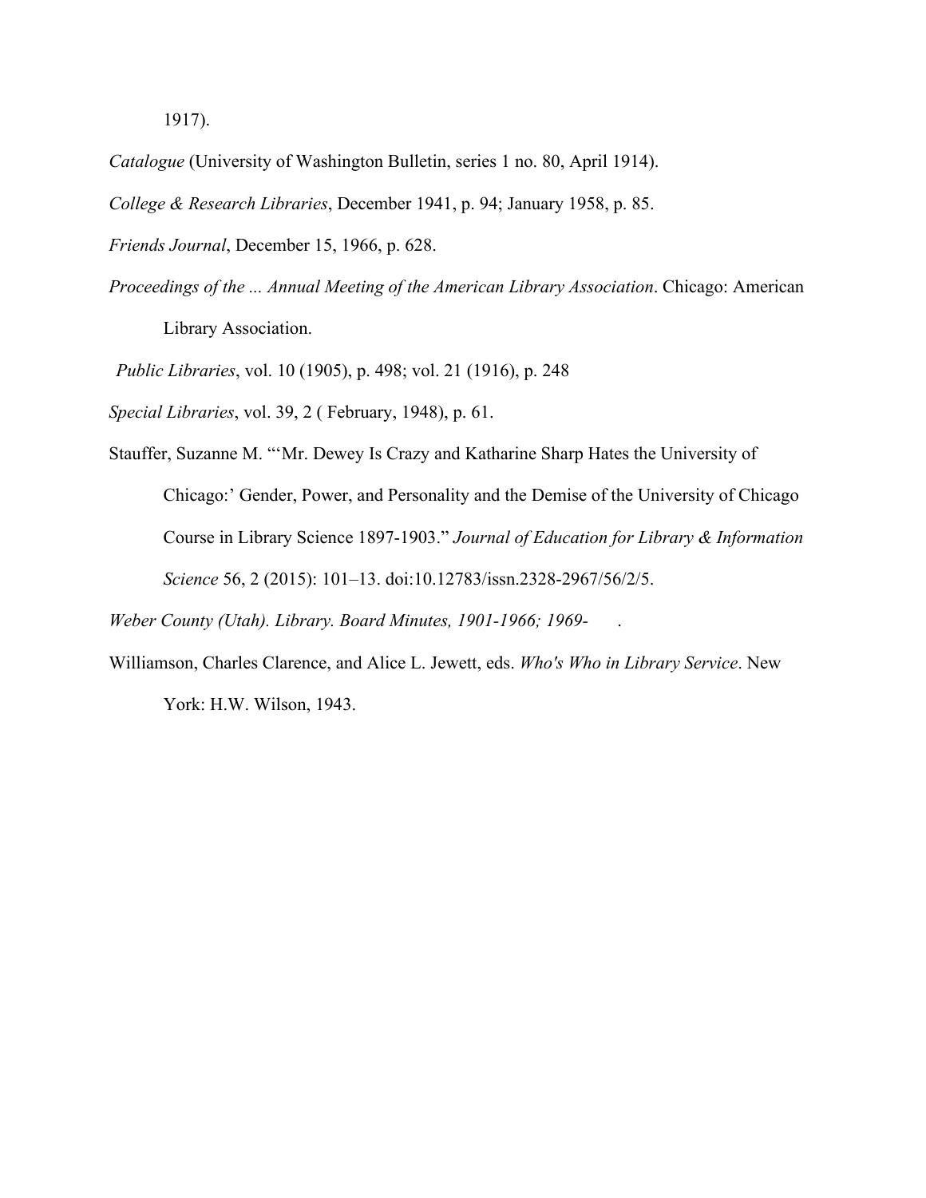1917).

*Catalogue* (University of Washington Bulletin, series 1 no. 80, April 1914).

*College & Research Libraries*, December 1941, p. 94; January 1958, p. 85.

*Friends Journal*, December 15, 1966, p. 628.

*Proceedings of the ... Annual Meeting of the American Library Association*. Chicago: American Library Association.

*Public Libraries*, vol. 10 (1905), p. 498; vol. 21 (1916), p. 248

*Special Libraries*, vol. 39, 2 ( February, 1948), p. 61.

Stauffer, Suzanne M. "'Mr. Dewey Is Crazy and Katharine Sharp Hates the University of Chicago:' Gender, Power, and Personality and the Demise of the University of Chicago Course in Library Science 1897-1903." *Journal of Education for Library & Information Science* 56, 2 (2015): 101–13. doi:10.12783/issn.2328-2967/56/2/5.

*Weber County (Utah). Library. Board Minutes, 1901-1966; 1969-* .

Williamson, Charles Clarence, and Alice L. Jewett, eds. *Who's Who in Library Service*. New York: H.W. Wilson, 1943.